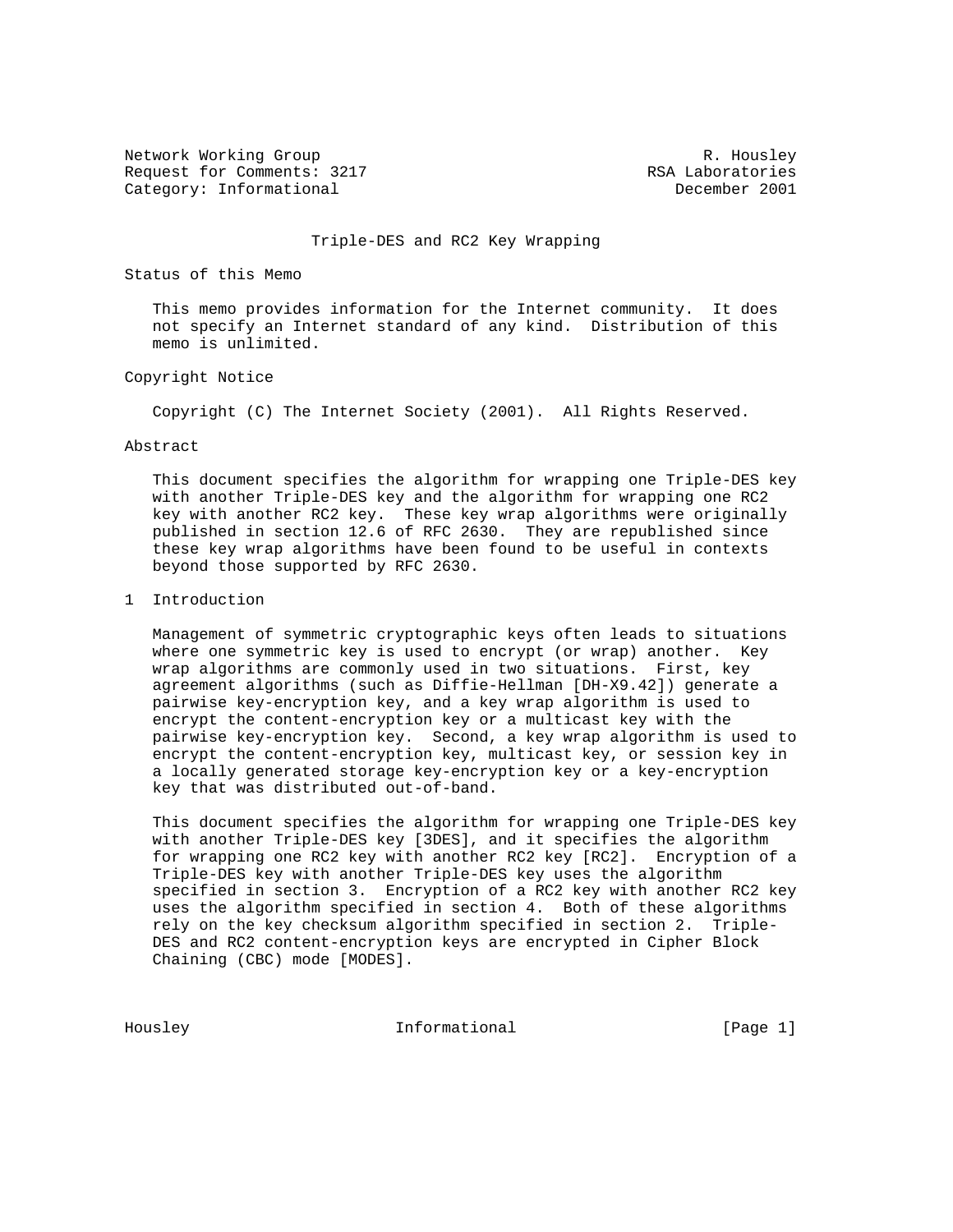Network Working Group R. Housley
Request for Comments: 3217 RSA Laboratories
Category: Informational December 2001

# Triple-DES and RC2 Key Wrapping

## Status of this Memo

This memo provides information for the Internet community. It does not specify an Internet standard of any kind. Distribution of this memo is unlimited.

## Copyright Notice

Copyright (C) The Internet Society (2001). All Rights Reserved.

## Abstract

This document specifies the algorithm for wrapping one Triple-DES key with another Triple-DES key and the algorithm for wrapping one RC2 key with another RC2 key. These key wrap algorithms were originally published in section 12.6 of RFC 2630. They are republished since these key wrap algorithms have been found to be useful in contexts beyond those supported by RFC 2630.

## 1 Introduction

Management of symmetric cryptographic keys often leads to situations where one symmetric key is used to encrypt (or wrap) another. Key wrap algorithms are commonly used in two situations. First, key agreement algorithms (such as Diffie-Hellman [DH-X9.42]) generate a pairwise key-encryption key, and a key wrap algorithm is used to encrypt the content-encryption key or a multicast key with the pairwise key-encryption key. Second, a key wrap algorithm is used to encrypt the content-encryption key, multicast key, or session key in a locally generated storage key-encryption key or a key-encryption key that was distributed out-of-band.

This document specifies the algorithm for wrapping one Triple-DES key with another Triple-DES key [3DES], and it specifies the algorithm for wrapping one RC2 key with another RC2 key [RC2]. Encryption of a Triple-DES key with another Triple-DES key uses the algorithm specified in section 3. Encryption of a RC2 key with another RC2 key uses the algorithm specified in section 4. Both of these algorithms rely on the key checksum algorithm specified in section 2. Triple-DES and RC2 content-encryption keys are encrypted in Cipher Block Chaining (CBC) mode [MODES].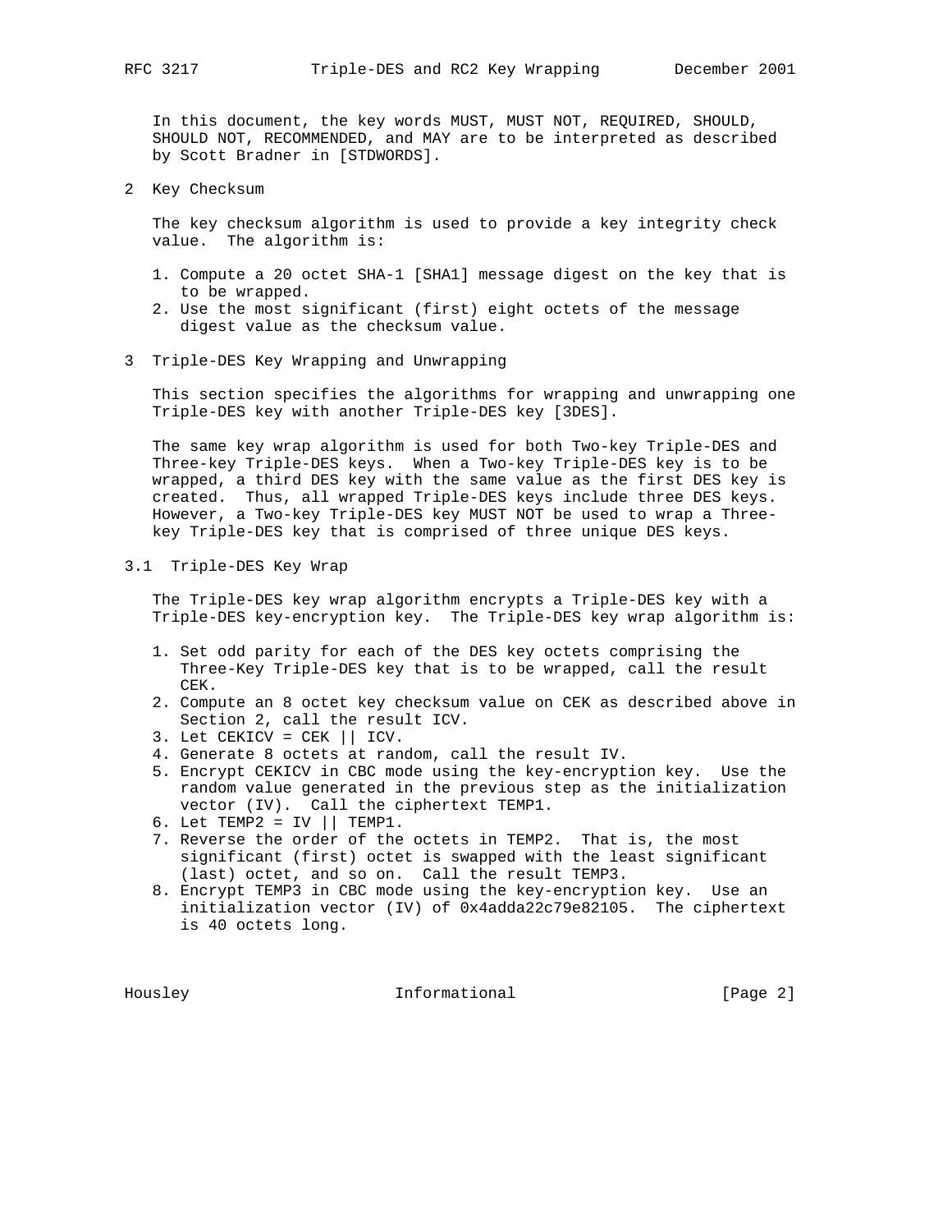In this document, the key words MUST, MUST NOT, REQUIRED, SHOULD, SHOULD NOT, RECOMMENDED, and MAY are to be interpreted as described by Scott Bradner in [STDWORDS].

## 2 Key Checksum

The key checksum algorithm is used to provide a key integrity check value. The algorithm is:

1. Compute a 20 octet SHA-1 [SHA1] message digest on the key that is to be wrapped.
2. Use the most significant (first) eight octets of the message digest value as the checksum value.

## 3 Triple-DES Key Wrapping and Unwrapping

This section specifies the algorithms for wrapping and unwrapping one Triple-DES key with another Triple-DES key [3DES].

The same key wrap algorithm is used for both Two-key Triple-DES and Three-key Triple-DES keys. When a Two-key Triple-DES key is to be wrapped, a third DES key with the same value as the first DES key is created. Thus, all wrapped Triple-DES keys include three DES keys. However, a Two-key Triple-DES key MUST NOT be used to wrap a Three-key Triple-DES key that is comprised of three unique DES keys.

### 3.1 Triple-DES Key Wrap

The Triple-DES key wrap algorithm encrypts a Triple-DES key with a Triple-DES key-encryption key. The Triple-DES key wrap algorithm is:

1. Set odd parity for each of the DES key octets comprising the Three-Key Triple-DES key that is to be wrapped, call the result CEK.
2. Compute an 8 octet key checksum value on CEK as described above in Section 2, call the result ICV.
3. Let CEKICV = CEK || ICV.
4. Generate 8 octets at random, call the result IV.
5. Encrypt CEKICV in CBC mode using the key-encryption key. Use the random value generated in the previous step as the initialization vector (IV). Call the ciphertext TEMP1.
6. Let TEMP2 = IV || TEMP1.
7. Reverse the order of the octets in TEMP2. That is, the most significant (first) octet is swapped with the least significant (last) octet, and so on. Call the result TEMP3.
8. Encrypt TEMP3 in CBC mode using the key-encryption key. Use an initialization vector (IV) of 0x4adda22c79e82105. The ciphertext is 40 octets long.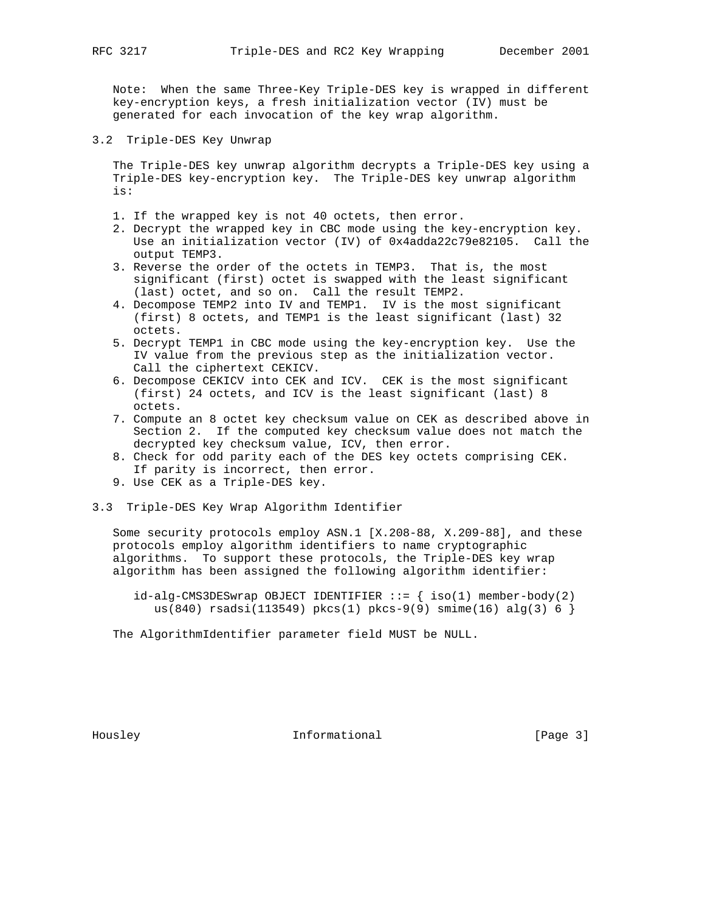Note: When the same Three-Key Triple-DES key is wrapped in different key-encryption keys, a fresh initialization vector (IV) must be generated for each invocation of the key wrap algorithm.

## 3.2 Triple-DES Key Unwrap

The Triple-DES key unwrap algorithm decrypts a Triple-DES key using a Triple-DES key-encryption key. The Triple-DES key unwrap algorithm is:

1. If the wrapped key is not 40 octets, then error.
2. Decrypt the wrapped key in CBC mode using the key-encryption key. Use an initialization vector (IV) of 0x4adda22c79e82105. Call the output TEMP3.
3. Reverse the order of the octets in TEMP3. That is, the most significant (first) octet is swapped with the least significant (last) octet, and so on. Call the result TEMP2.
4. Decompose TEMP2 into IV and TEMP1. IV is the most significant (first) 8 octets, and TEMP1 is the least significant (last) 32 octets.
5. Decrypt TEMP1 in CBC mode using the key-encryption key. Use the IV value from the previous step as the initialization vector. Call the ciphertext CEKICV.
6. Decompose CEKICV into CEK and ICV. CEK is the most significant (first) 24 octets, and ICV is the least significant (last) 8 octets.
7. Compute an 8 octet key checksum value on CEK as described above in Section 2. If the computed key checksum value does not match the decrypted key checksum value, ICV, then error.
8. Check for odd parity each of the DES key octets comprising CEK. If parity is incorrect, then error.
9. Use CEK as a Triple-DES key.

## 3.3 Triple-DES Key Wrap Algorithm Identifier

Some security protocols employ ASN.1 [X.208-88, X.209-88], and these protocols employ algorithm identifiers to name cryptographic algorithms. To support these protocols, the Triple-DES key wrap algorithm has been assigned the following algorithm identifier:

```
id-alg-CMS3DESwrap OBJECT IDENTIFIER ::= { iso(1) member-body(2)
   us(840) rsadsi(113549) pkcs(1) pkcs-9(9) smime(16) alg(3) 6 }
```

The AlgorithmIdentifier parameter field MUST be NULL.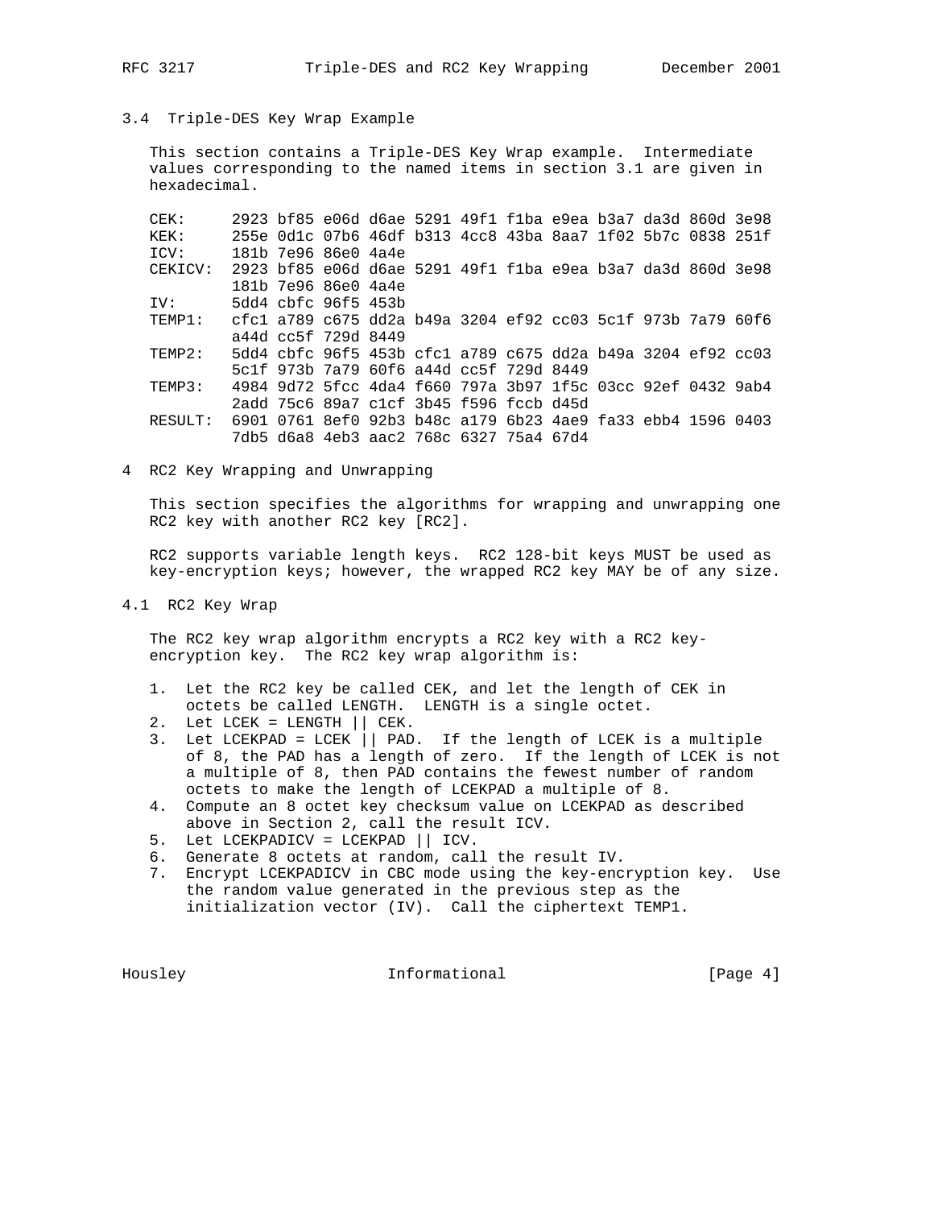### 3.4 Triple-DES Key Wrap Example

This section contains a Triple-DES Key Wrap example. Intermediate values corresponding to the named items in section 3.1 are given in hexadecimal.

```
CEK:     2923 bf85 e06d d6ae 5291 49f1 f1ba e9ea b3a7 da3d 860d 3e98
KEK:     255e 0d1c 07b6 46df b313 4cc8 43ba 8aa7 1f02 5b7c 0838 251f
ICV:     181b 7e96 86e0 4a4e
CEKICV:  2923 bf85 e06d d6ae 5291 49f1 f1ba e9ea b3a7 da3d 860d 3e98
         181b 7e96 86e0 4a4e
IV:      5dd4 cbfc 96f5 453b
TEMP1:   cfc1 a789 c675 dd2a b49a 3204 ef92 cc03 5c1f 973b 7a79 60f6
         a44d cc5f 729d 8449
TEMP2:   5dd4 cbfc 96f5 453b cfc1 a789 c675 dd2a b49a 3204 ef92 cc03
         5c1f 973b 7a79 60f6 a44d cc5f 729d 8449
TEMP3:   4984 9d72 5fcc 4da4 f660 797a 3b97 1f5c 03cc 92ef 0432 9ab4
         2add 75c6 89a7 c1cf 3b45 f596 fccb d45d
RESULT:  6901 0761 8ef0 92b3 b48c a179 6b23 4ae9 fa33 ebb4 1596 0403
         7db5 d6a8 4eb3 aac2 768c 6327 75a4 67d4
```

## 4 RC2 Key Wrapping and Unwrapping

This section specifies the algorithms for wrapping and unwrapping one RC2 key with another RC2 key [RC2].

RC2 supports variable length keys. RC2 128-bit keys MUST be used as key-encryption keys; however, the wrapped RC2 key MAY be of any size.

### 4.1 RC2 Key Wrap

The RC2 key wrap algorithm encrypts a RC2 key with a RC2 key-encryption key. The RC2 key wrap algorithm is:

1. Let the RC2 key be called CEK, and let the length of CEK in octets be called LENGTH. LENGTH is a single octet.
2. Let LCEK = LENGTH || CEK.
3. Let LCEKPAD = LCEK || PAD. If the length of LCEK is a multiple of 8, the PAD has a length of zero. If the length of LCEK is not a multiple of 8, then PAD contains the fewest number of random octets to make the length of LCEKPAD a multiple of 8.
4. Compute an 8 octet key checksum value on LCEKPAD as described above in Section 2, call the result ICV.
5. Let LCEKPADICV = LCEKPAD || ICV.
6. Generate 8 octets at random, call the result IV.
7. Encrypt LCEKPADICV in CBC mode using the key-encryption key. Use the random value generated in the previous step as the initialization vector (IV). Call the ciphertext TEMP1.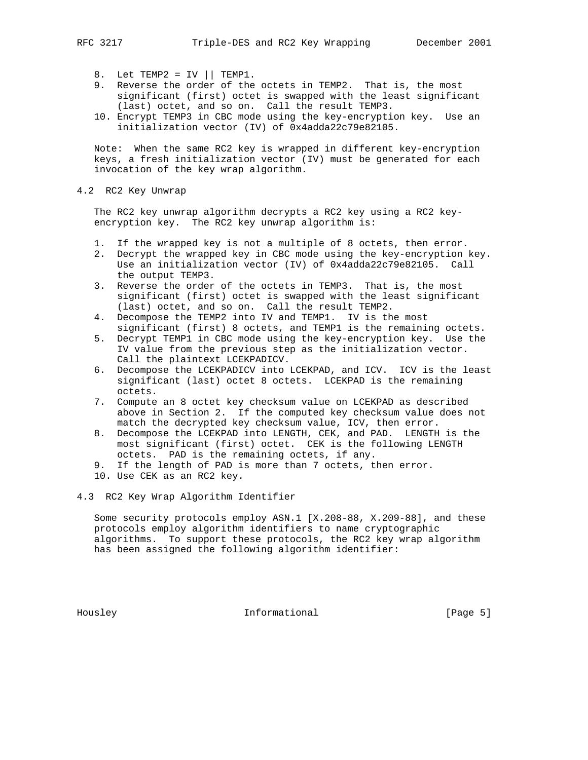8. Let TEMP2 = IV || TEMP1.
9. Reverse the order of the octets in TEMP2. That is, the most significant (first) octet is swapped with the least significant (last) octet, and so on. Call the result TEMP3.
10. Encrypt TEMP3 in CBC mode using the key-encryption key. Use an initialization vector (IV) of 0x4adda22c79e82105.

Note: When the same RC2 key is wrapped in different key-encryption keys, a fresh initialization vector (IV) must be generated for each invocation of the key wrap algorithm.

## 4.2 RC2 Key Unwrap

The RC2 key unwrap algorithm decrypts a RC2 key using a RC2 key-encryption key. The RC2 key unwrap algorithm is:

1. If the wrapped key is not a multiple of 8 octets, then error.
2. Decrypt the wrapped key in CBC mode using the key-encryption key. Use an initialization vector (IV) of 0x4adda22c79e82105. Call the output TEMP3.
3. Reverse the order of the octets in TEMP3. That is, the most significant (first) octet is swapped with the least significant (last) octet, and so on. Call the result TEMP2.
4. Decompose the TEMP2 into IV and TEMP1. IV is the most significant (first) 8 octets, and TEMP1 is the remaining octets.
5. Decrypt TEMP1 in CBC mode using the key-encryption key. Use the IV value from the previous step as the initialization vector. Call the plaintext LCEKPADICV.
6. Decompose the LCEKPADICV into LCEKPAD, and ICV. ICV is the least significant (last) octet 8 octets. LCEKPAD is the remaining octets.
7. Compute an 8 octet key checksum value on LCEKPAD as described above in Section 2. If the computed key checksum value does not match the decrypted key checksum value, ICV, then error.
8. Decompose the LCEKPAD into LENGTH, CEK, and PAD. LENGTH is the most significant (first) octet. CEK is the following LENGTH octets. PAD is the remaining octets, if any.
9. If the length of PAD is more than 7 octets, then error.
10. Use CEK as an RC2 key.

## 4.3 RC2 Key Wrap Algorithm Identifier

Some security protocols employ ASN.1 [X.208-88, X.209-88], and these protocols employ algorithm identifiers to name cryptographic algorithms. To support these protocols, the RC2 key wrap algorithm has been assigned the following algorithm identifier: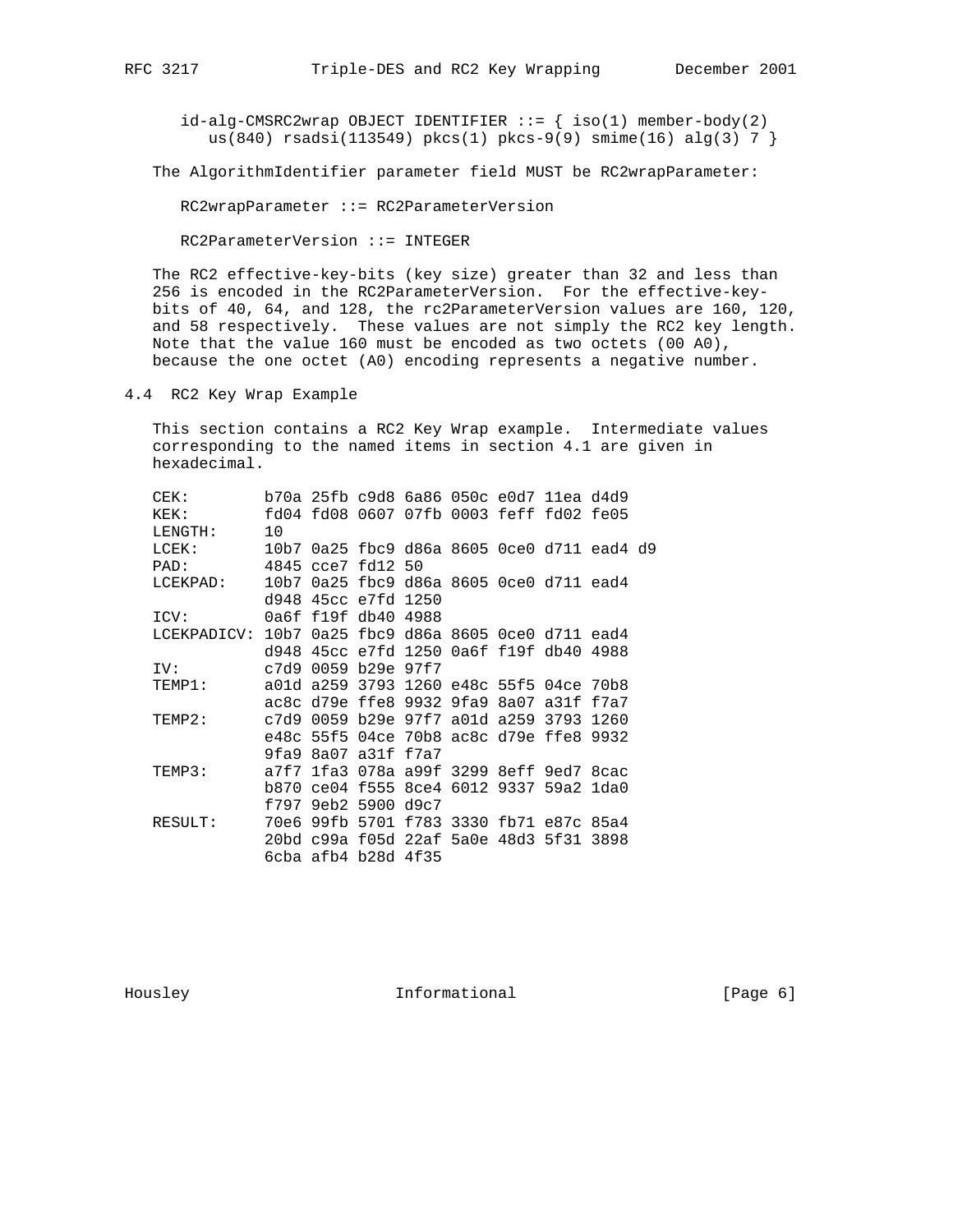```
id-alg-CMSRC2wrap OBJECT IDENTIFIER ::= { iso(1) member-body(2)
   us(840) rsadsi(113549) pkcs(1) pkcs-9(9) smime(16) alg(3) 7 }
```

The AlgorithmIdentifier parameter field MUST be RC2wrapParameter:

```
RC2wrapParameter ::= RC2ParameterVersion

RC2ParameterVersion ::= INTEGER
```

The RC2 effective-key-bits (key size) greater than 32 and less than 256 is encoded in the RC2ParameterVersion. For the effective-key-bits of 40, 64, and 128, the rc2ParameterVersion values are 160, 120, and 58 respectively. These values are not simply the RC2 key length. Note that the value 160 must be encoded as two octets (00 A0), because the one octet (A0) encoding represents a negative number.

## 4.4 RC2 Key Wrap Example

This section contains a RC2 Key Wrap example. Intermediate values corresponding to the named items in section 4.1 are given in hexadecimal.

```
CEK:        b70a 25fb c9d8 6a86 050c e0d7 11ea d4d9
KEK:        fd04 fd08 0607 07fb 0003 feff fd02 fe05
LENGTH:     10
LCEK:       10b7 0a25 fbc9 d86a 8605 0ce0 d711 ead4 d9
PAD:        4845 cce7 fd12 50
LCEKPAD:    10b7 0a25 fbc9 d86a 8605 0ce0 d711 ead4
            d948 45cc e7fd 1250
ICV:        0a6f f19f db40 4988
LCEKPADICV: 10b7 0a25 fbc9 d86a 8605 0ce0 d711 ead4
            d948 45cc e7fd 1250 0a6f f19f db40 4988
IV:         c7d9 0059 b29e 97f7
TEMP1:      a01d a259 3793 1260 e48c 55f5 04ce 70b8
            ac8c d79e ffe8 9932 9fa9 8a07 a31f f7a7
TEMP2:      c7d9 0059 b29e 97f7 a01d a259 3793 1260
            e48c 55f5 04ce 70b8 ac8c d79e ffe8 9932
            9fa9 8a07 a31f f7a7
TEMP3:      a7f7 1fa3 078a a99f 3299 8eff 9ed7 8cac
            b870 ce04 f555 8ce4 6012 9337 59a2 1da0
            f797 9eb2 5900 d9c7
RESULT:     70e6 99fb 5701 f783 3330 fb71 e87c 85a4
            20bd c99a f05d 22af 5a0e 48d3 5f31 3898
            6cba afb4 b28d 4f35
```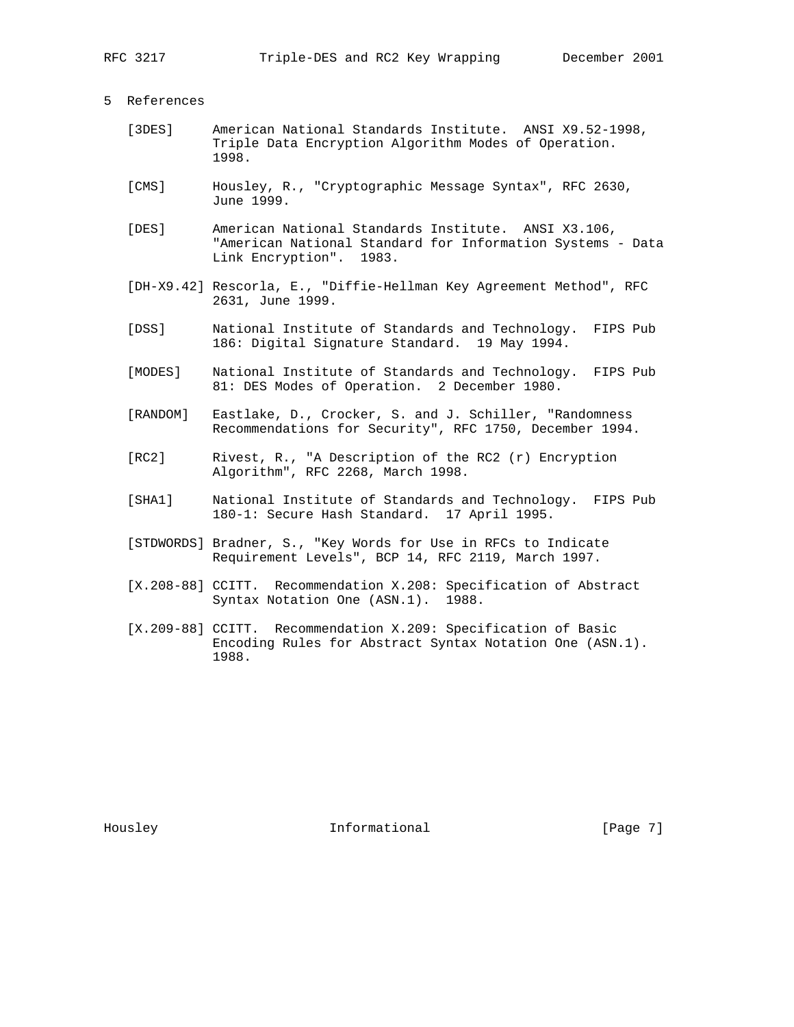## 5 References

[3DES] American National Standards Institute. ANSI X9.52-1998, Triple Data Encryption Algorithm Modes of Operation. 1998.

[CMS] Housley, R., "Cryptographic Message Syntax", RFC 2630, June 1999.

[DES] American National Standards Institute. ANSI X3.106, "American National Standard for Information Systems - Data Link Encryption". 1983.

[DH-X9.42] Rescorla, E., "Diffie-Hellman Key Agreement Method", RFC 2631, June 1999.

[DSS] National Institute of Standards and Technology. FIPS Pub 186: Digital Signature Standard. 19 May 1994.

[MODES] National Institute of Standards and Technology. FIPS Pub 81: DES Modes of Operation. 2 December 1980.

[RANDOM] Eastlake, D., Crocker, S. and J. Schiller, "Randomness Recommendations for Security", RFC 1750, December 1994.

[RC2] Rivest, R., "A Description of the RC2 (r) Encryption Algorithm", RFC 2268, March 1998.

[SHA1] National Institute of Standards and Technology. FIPS Pub 180-1: Secure Hash Standard. 17 April 1995.

[STDWORDS] Bradner, S., "Key Words for Use in RFCs to Indicate Requirement Levels", BCP 14, RFC 2119, March 1997.

[X.208-88] CCITT. Recommendation X.208: Specification of Abstract Syntax Notation One (ASN.1). 1988.

[X.209-88] CCITT. Recommendation X.209: Specification of Basic Encoding Rules for Abstract Syntax Notation One (ASN.1). 1988.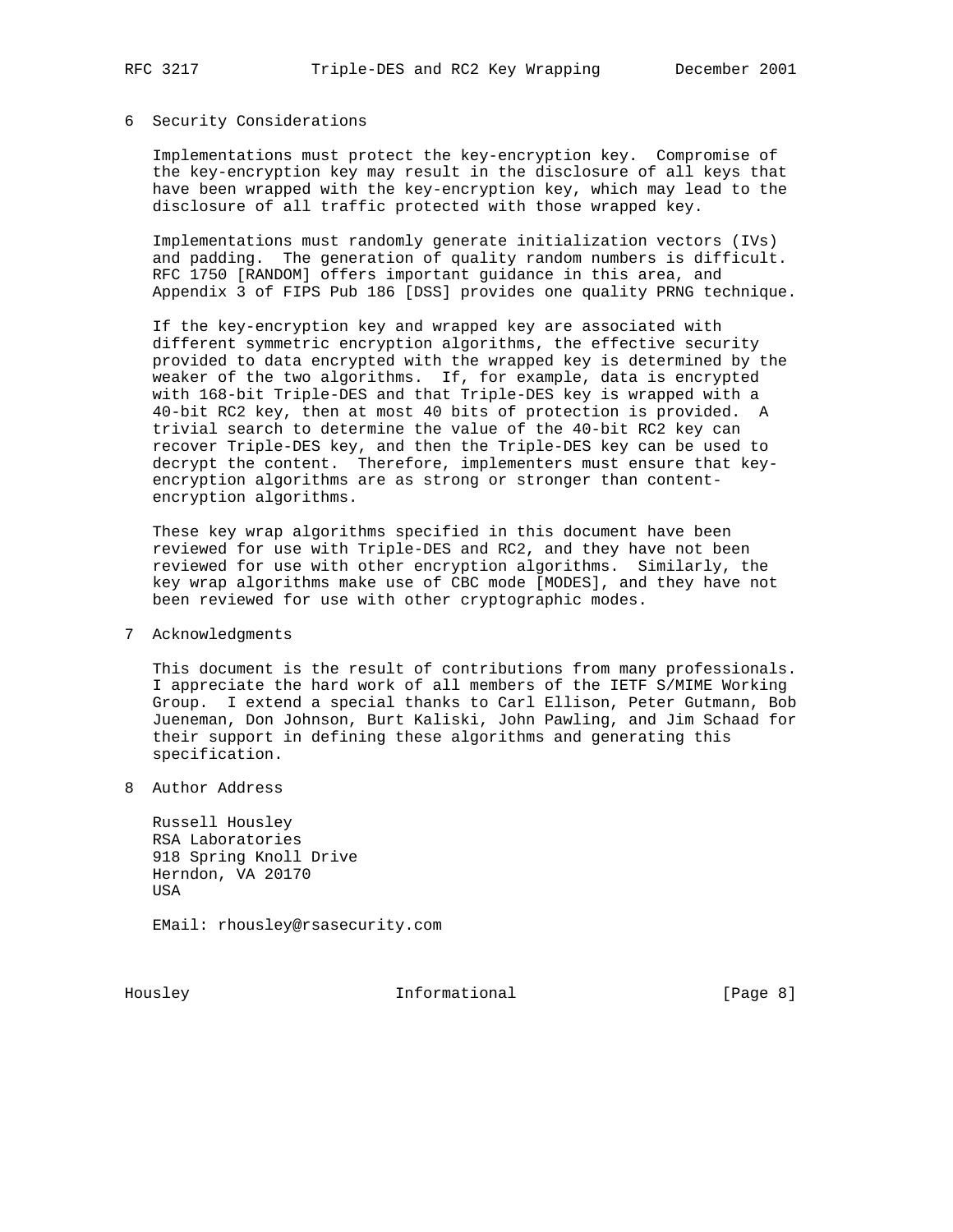## 6 Security Considerations

Implementations must protect the key-encryption key. Compromise of the key-encryption key may result in the disclosure of all keys that have been wrapped with the key-encryption key, which may lead to the disclosure of all traffic protected with those wrapped key.

Implementations must randomly generate initialization vectors (IVs) and padding. The generation of quality random numbers is difficult. RFC 1750 [RANDOM] offers important guidance in this area, and Appendix 3 of FIPS Pub 186 [DSS] provides one quality PRNG technique.

If the key-encryption key and wrapped key are associated with different symmetric encryption algorithms, the effective security provided to data encrypted with the wrapped key is determined by the weaker of the two algorithms. If, for example, data is encrypted with 168-bit Triple-DES and that Triple-DES key is wrapped with a 40-bit RC2 key, then at most 40 bits of protection is provided. A trivial search to determine the value of the 40-bit RC2 key can recover Triple-DES key, and then the Triple-DES key can be used to decrypt the content. Therefore, implementers must ensure that key-encryption algorithms are as strong or stronger than content-encryption algorithms.

These key wrap algorithms specified in this document have been reviewed for use with Triple-DES and RC2, and they have not been reviewed for use with other encryption algorithms. Similarly, the key wrap algorithms make use of CBC mode [MODES], and they have not been reviewed for use with other cryptographic modes.

## 7 Acknowledgments

This document is the result of contributions from many professionals. I appreciate the hard work of all members of the IETF S/MIME Working Group. I extend a special thanks to Carl Ellison, Peter Gutmann, Bob Jueneman, Don Johnson, Burt Kaliski, John Pawling, and Jim Schaad for their support in defining these algorithms and generating this specification.

## 8 Author Address

Russell Housley
RSA Laboratories
918 Spring Knoll Drive
Herndon, VA 20170
USA

EMail: rhousley@rsasecurity.com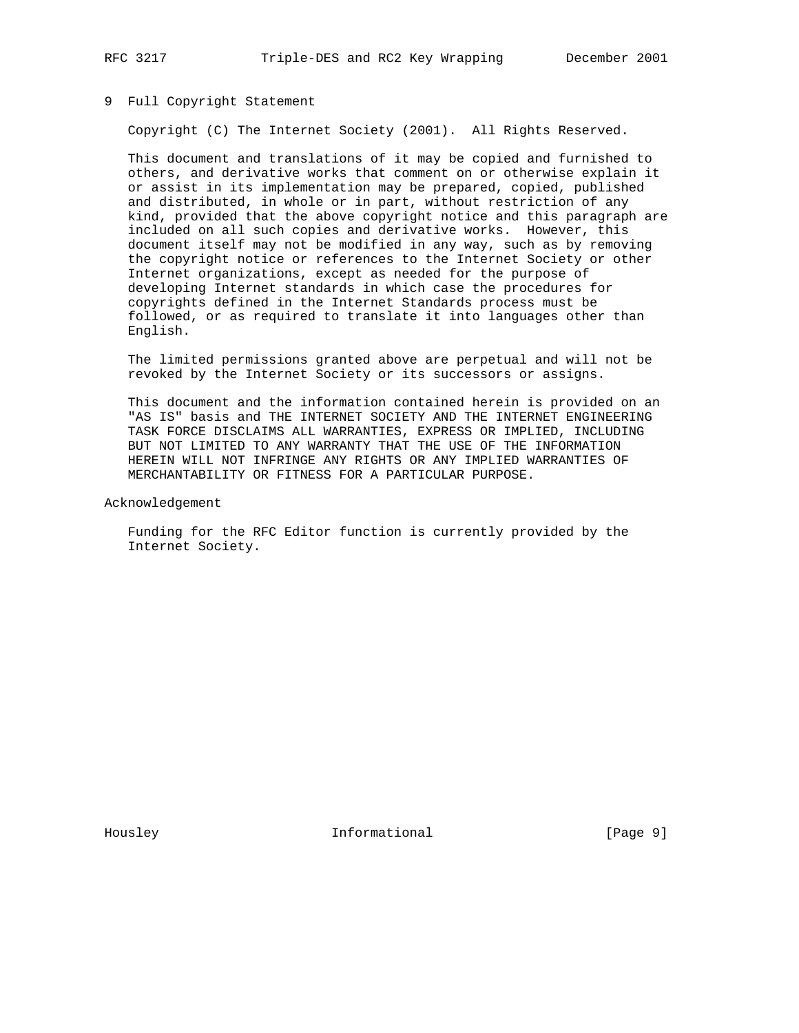## 9 Full Copyright Statement

Copyright (C) The Internet Society (2001). All Rights Reserved.

This document and translations of it may be copied and furnished to others, and derivative works that comment on or otherwise explain it or assist in its implementation may be prepared, copied, published and distributed, in whole or in part, without restriction of any kind, provided that the above copyright notice and this paragraph are included on all such copies and derivative works. However, this document itself may not be modified in any way, such as by removing the copyright notice or references to the Internet Society or other Internet organizations, except as needed for the purpose of developing Internet standards in which case the procedures for copyrights defined in the Internet Standards process must be followed, or as required to translate it into languages other than English.

The limited permissions granted above are perpetual and will not be revoked by the Internet Society or its successors or assigns.

This document and the information contained herein is provided on an "AS IS" basis and THE INTERNET SOCIETY AND THE INTERNET ENGINEERING TASK FORCE DISCLAIMS ALL WARRANTIES, EXPRESS OR IMPLIED, INCLUDING BUT NOT LIMITED TO ANY WARRANTY THAT THE USE OF THE INFORMATION HEREIN WILL NOT INFRINGE ANY RIGHTS OR ANY IMPLIED WARRANTIES OF MERCHANTABILITY OR FITNESS FOR A PARTICULAR PURPOSE.

## Acknowledgement

Funding for the RFC Editor function is currently provided by the Internet Society.